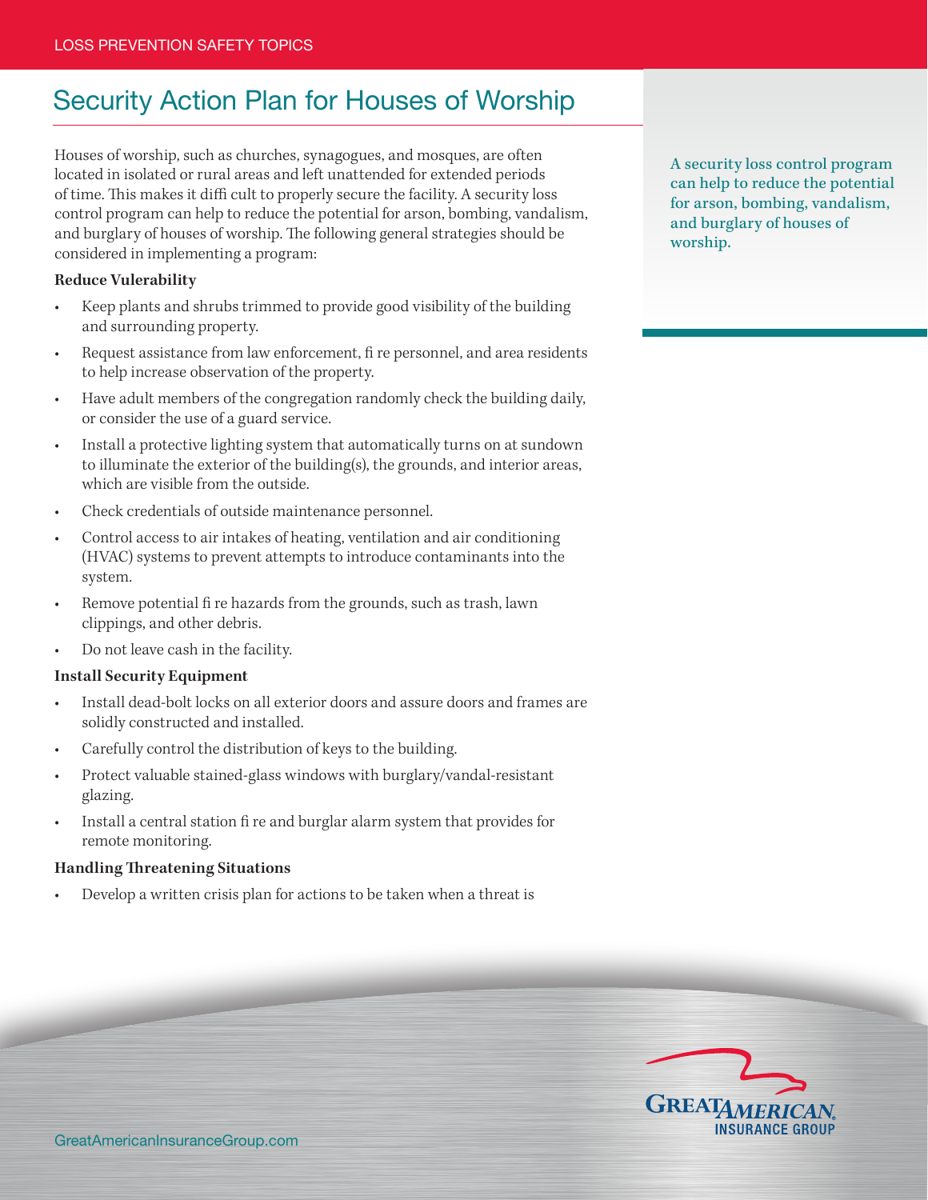# Security Action Plan for Houses of Worship

Houses of worship, such as churches, synagogues, and mosques, are often located in isolated or rural areas and left unattended for extended periods of time. This makes it difficult to properly secure the facility. A security loss control program can help to reduce the potential for arson, bombing, vandalism, and burglary of houses of worship. The following general strategies should be considered in implementing a program:

A security loss control program can help to reduce the potential for arson, bombing, vandalism, and burglary of houses of worship.

**Reduce Vulerability**

- Keep plants and shrubs trimmed to provide good visibility of the building and surrounding property.
- Request assistance from law enforcement, fire personnel, and area residents to help increase observation of the property.
- Have adult members of the congregation randomly check the building daily, or consider the use of a guard service.
- Install a protective lighting system that automatically turns on at sundown to illuminate the exterior of the building(s), the grounds, and interior areas, which are visible from the outside.
- Check credentials of outside maintenance personnel.
- Control access to air intakes of heating, ventilation and air conditioning (HVAC) systems to prevent attempts to introduce contaminants into the system.
- Remove potential fire hazards from the grounds, such as trash, lawn clippings, and other debris.
- Do not leave cash in the facility.

**Install Security Equipment**

- Install dead-bolt locks on all exterior doors and assure doors and frames are solidly constructed and installed.
- Carefully control the distribution of keys to the building.
- Protect valuable stained-glass windows with burglary/vandal-resistant glazing.
- Install a central station fire and burglar alarm system that provides for remote monitoring.

**Handling Threatening Situations**

- Develop a written crisis plan for actions to be taken when a threat is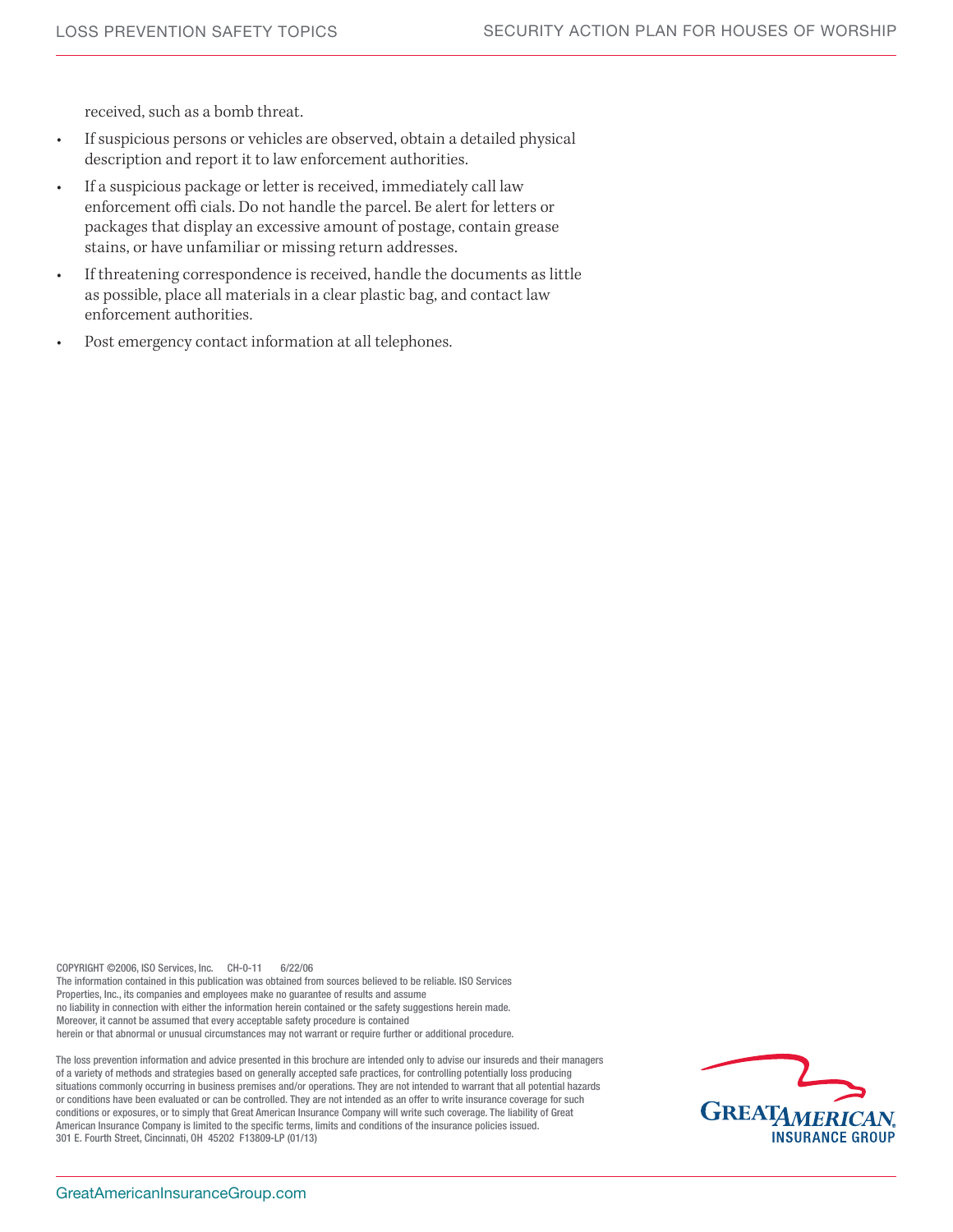received, such as a bomb threat.

- If suspicious persons or vehicles are observed, obtain a detailed physical description and report it to law enforcement authorities.
- If a suspicious package or letter is received, immediately call law enforcement officials. Do not handle the parcel. Be alert for letters or packages that display an excessive amount of postage, contain grease stains, or have unfamiliar or missing return addresses.
- If threatening correspondence is received, handle the documents as little as possible, place all materials in a clear plastic bag, and contact law enforcement authorities.
- Post emergency contact information at all telephones.

COPYRIGHT ©2006, ISO Services, Inc. CH-0-11 6/22/06
The information contained in this publication was obtained from sources believed to be reliable. ISO Services Properties, Inc., its companies and employees make no guarantee of results and assume no liability in connection with either the information herein contained or the safety suggestions herein made. Moreover, it cannot be assumed that every acceptable safety procedure is contained herein or that abnormal or unusual circumstances may not warrant or require further or additional procedure.

The loss prevention information and advice presented in this brochure are intended only to advise our insureds and their managers of a variety of methods and strategies based on generally accepted safe practices, for controlling potentially loss producing situations commonly occurring in business premises and/or operations. They are not intended to warrant that all potential hazards or conditions have been evaluated or can be controlled. They are not intended as an offer to write insurance coverage for such conditions or exposures, or to simply that Great American Insurance Company will write such coverage. The liability of Great American Insurance Company is limited to the specific terms, limits and conditions of the insurance policies issued.
301 E. Fourth Street, Cincinnati, OH 45202 F13809-LP (01/13)

GREAT AMERICAN INSURANCE GROUP

GreatAmericanInsuranceGroup.com